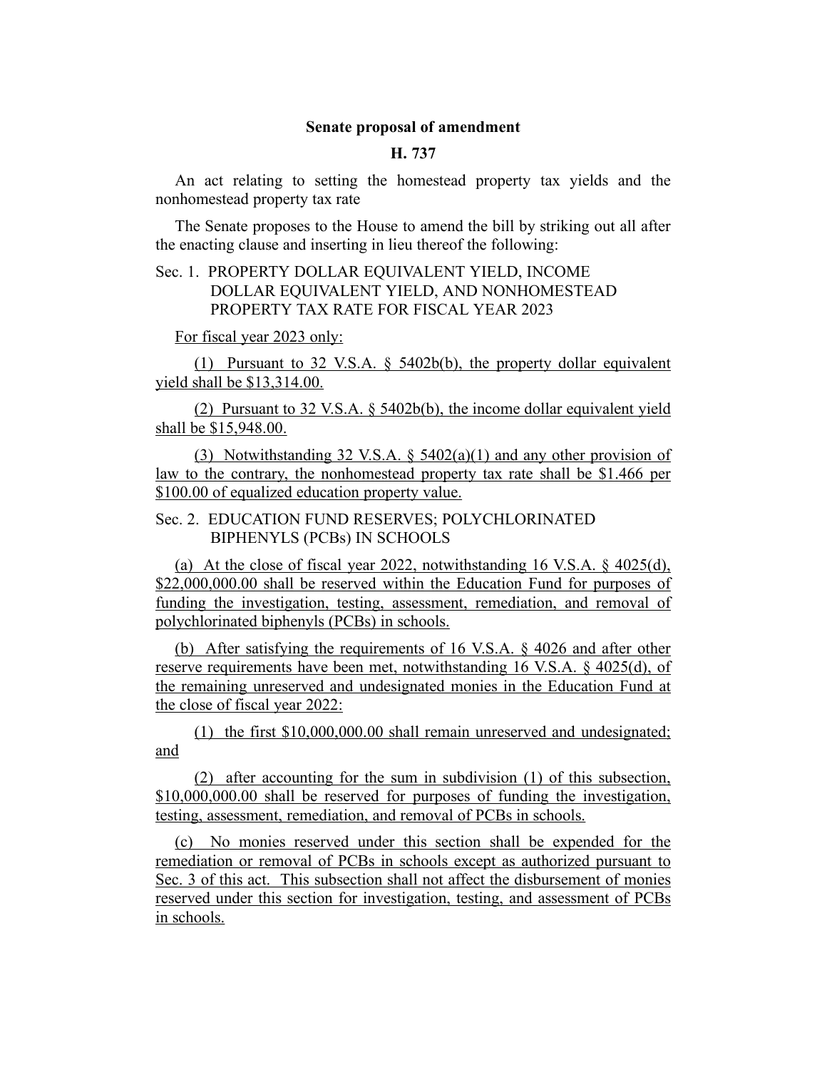**Senate proposal of amendment**

**H. 737**

An act relating to setting the homestead property tax yields and the nonhomestead property tax rate

The Senate proposes to the House to amend the bill by striking out all after the enacting clause and inserting in lieu thereof the following:

Sec. 1. PROPERTY DOLLAR EQUIVALENT YIELD, INCOME DOLLAR EQUIVALENT YIELD, AND NONHOMESTEAD PROPERTY TAX RATE FOR FISCAL YEAR 2023

For fiscal year 2023 only:

(1) Pursuant to 32 V.S.A. § 5402b(b), the property dollar equivalent yield shall be $13,314.00.

(2) Pursuant to 32 V.S.A. § 5402b(b), the income dollar equivalent yield shall be $15,948.00.

(3) Notwithstanding 32 V.S.A. § 5402(a)(1) and any other provision of law to the contrary, the nonhomestead property tax rate shall be $1.466 per $100.00 of equalized education property value.

Sec. 2. EDUCATION FUND RESERVES; POLYCHLORINATED BIPHENYLS (PCBs) IN SCHOOLS

(a) At the close of fiscal year 2022, notwithstanding 16 V.S.A. § 4025(d), $22,000,000.00 shall be reserved within the Education Fund for purposes of funding the investigation, testing, assessment, remediation, and removal of polychlorinated biphenyls (PCBs) in schools.

(b) After satisfying the requirements of 16 V.S.A. § 4026 and after other reserve requirements have been met, notwithstanding 16 V.S.A. § 4025(d), of the remaining unreserved and undesignated monies in the Education Fund at the close of fiscal year 2022:

(1) the first $10,000,000.00 shall remain unreserved and undesignated; and

(2) after accounting for the sum in subdivision (1) of this subsection, $10,000,000.00 shall be reserved for purposes of funding the investigation, testing, assessment, remediation, and removal of PCBs in schools.

(c) No monies reserved under this section shall be expended for the remediation or removal of PCBs in schools except as authorized pursuant to Sec. 3 of this act. This subsection shall not affect the disbursement of monies reserved under this section for investigation, testing, and assessment of PCBs in schools.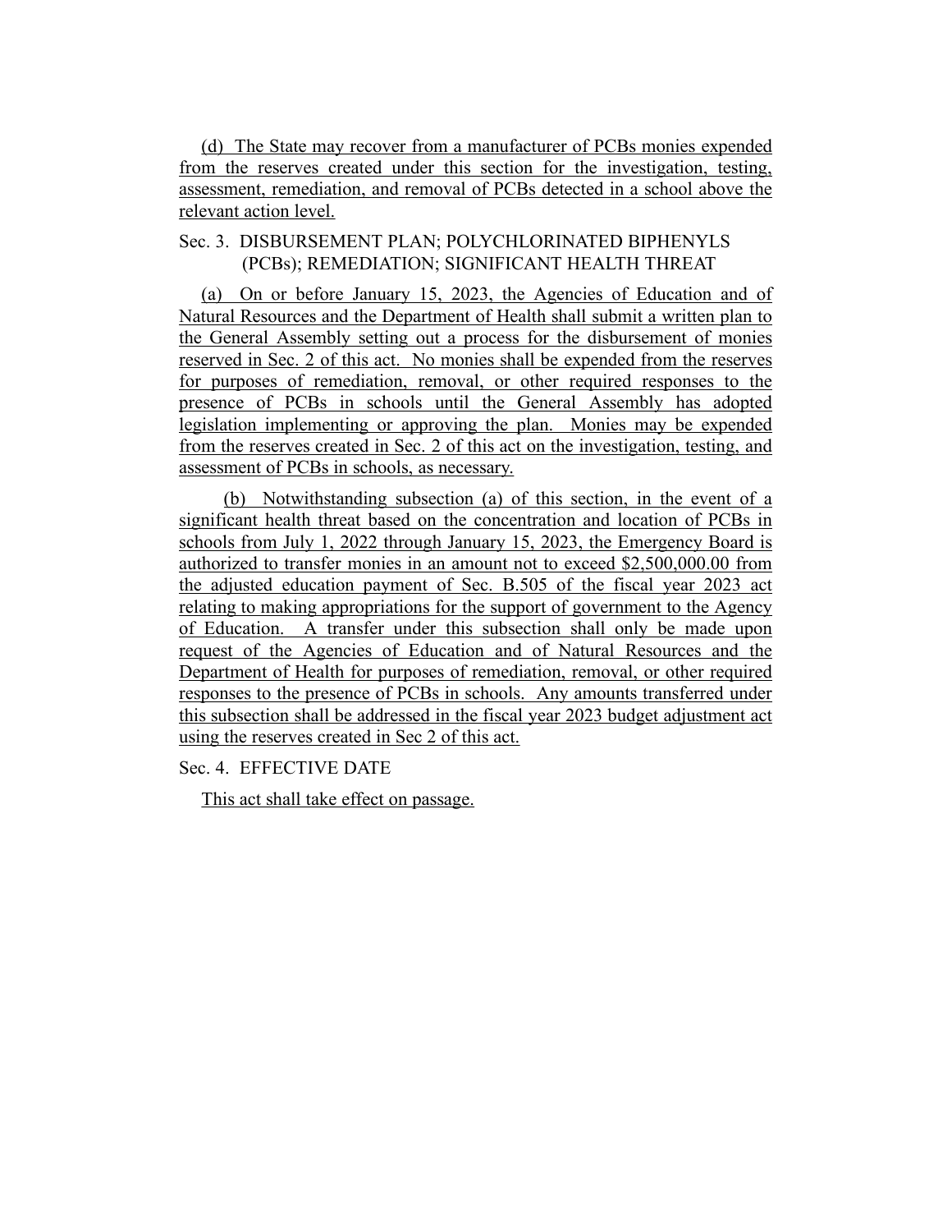(d) The State may recover from a manufacturer of PCBs monies expended from the reserves created under this section for the investigation, testing, assessment, remediation, and removal of PCBs detected in a school above the relevant action level.

Sec. 3. DISBURSEMENT PLAN; POLYCHLORINATED BIPHENYLS (PCBs); REMEDIATION; SIGNIFICANT HEALTH THREAT

(a) On or before January 15, 2023, the Agencies of Education and of Natural Resources and the Department of Health shall submit a written plan to the General Assembly setting out a process for the disbursement of monies reserved in Sec. 2 of this act. No monies shall be expended from the reserves for purposes of remediation, removal, or other required responses to the presence of PCBs in schools until the General Assembly has adopted legislation implementing or approving the plan. Monies may be expended from the reserves created in Sec. 2 of this act on the investigation, testing, and assessment of PCBs in schools, as necessary.

(b) Notwithstanding subsection (a) of this section, in the event of a significant health threat based on the concentration and location of PCBs in schools from July 1, 2022 through January 15, 2023, the Emergency Board is authorized to transfer monies in an amount not to exceed $2,500,000.00 from the adjusted education payment of Sec. B.505 of the fiscal year 2023 act relating to making appropriations for the support of government to the Agency of Education. A transfer under this subsection shall only be made upon request of the Agencies of Education and of Natural Resources and the Department of Health for purposes of remediation, removal, or other required responses to the presence of PCBs in schools. Any amounts transferred under this subsection shall be addressed in the fiscal year 2023 budget adjustment act using the reserves created in Sec 2 of this act.

Sec. 4. EFFECTIVE DATE

This act shall take effect on passage.